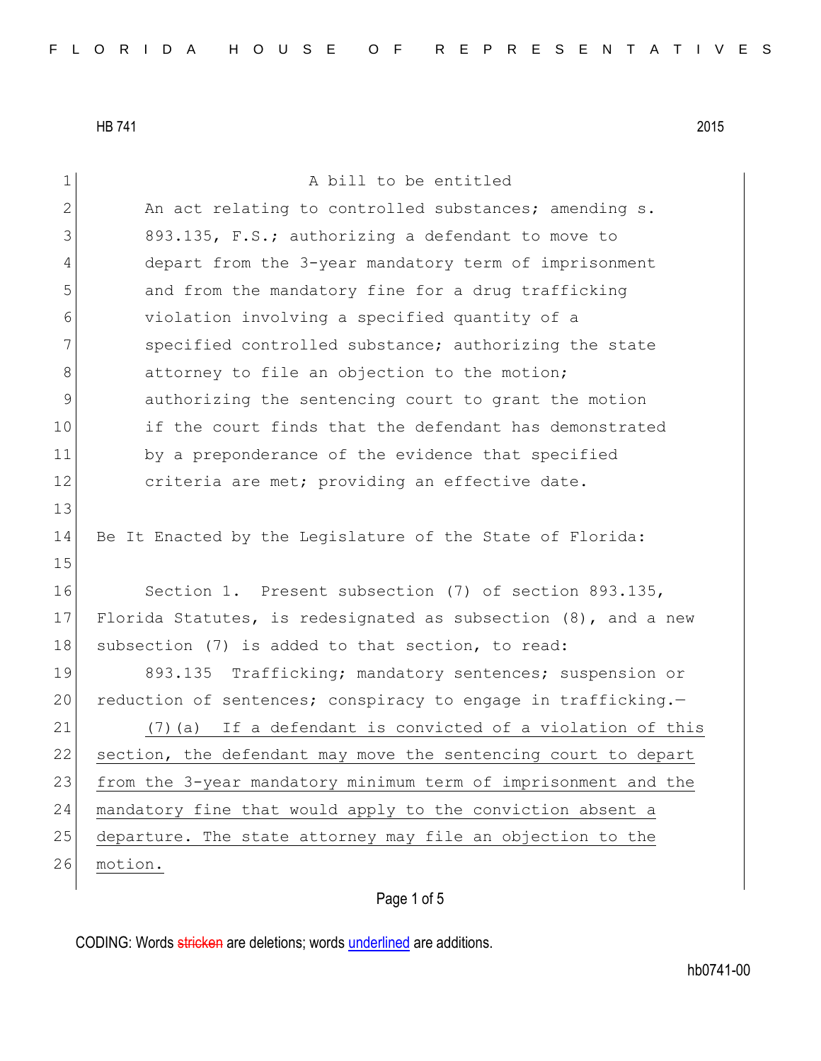HB 741 2015

A bill to be entitled

An act relating to controlled substances; amending s. 893.135, F.S.; authorizing a defendant to move to depart from the 3-year mandatory term of imprisonment and from the mandatory fine for a drug trafficking violation involving a specified quantity of a specified controlled substance; authorizing the state attorney to file an objection to the motion; authorizing the sentencing court to grant the motion if the court finds that the defendant has demonstrated by a preponderance of the evidence that specified criteria are met; providing an effective date.

Be It Enacted by the Legislature of the State of Florida:

Section 1. Present subsection (7) of section 893.135, Florida Statutes, is redesignated as subsection (8), and a new subsection (7) is added to that section, to read:

893.135 Trafficking; mandatory sentences; suspension or reduction of sentences; conspiracy to engage in trafficking.—

<u>(7)(a) If a defendant is convicted of a violation of this section, the defendant may move the sentencing court to depart from the 3-year mandatory minimum term of imprisonment and the mandatory fine that would apply to the conviction absent a departure. The state attorney may file an objection to the motion.</u>

CODING: Words ~~stricken~~ are deletions; words <u>underlined</u> are additions.

hb0741-00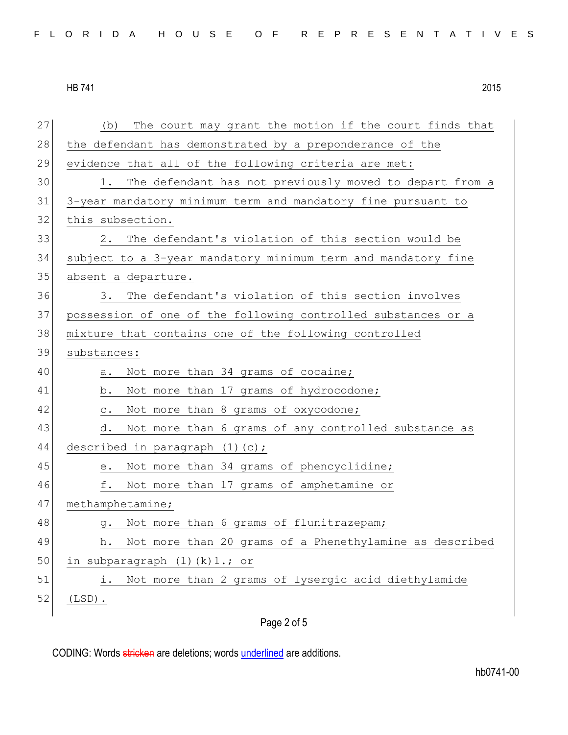(b) The court may grant the motion if the court finds that the defendant has demonstrated by a preponderance of the evidence that all of the following criteria are met:

1. The defendant has not previously moved to depart from a 3-year mandatory minimum term and mandatory fine pursuant to this subsection.

2. The defendant's violation of this section would be subject to a 3-year mandatory minimum term and mandatory fine absent a departure.

3. The defendant's violation of this section involves possession of one of the following controlled substances or a mixture that contains one of the following controlled substances:

a. Not more than 34 grams of cocaine;

b. Not more than 17 grams of hydrocodone;

c. Not more than 8 grams of oxycodone;

d. Not more than 6 grams of any controlled substance as described in paragraph (1)(c);

e. Not more than 34 grams of phencyclidine;

f. Not more than 17 grams of amphetamine or methamphetamine;

g. Not more than 6 grams of flunitrazepam;

h. Not more than 20 grams of a Phenethylamine as described in subparagraph (1)(k)1.; or

i. Not more than 2 grams of lysergic acid diethylamide (LSD).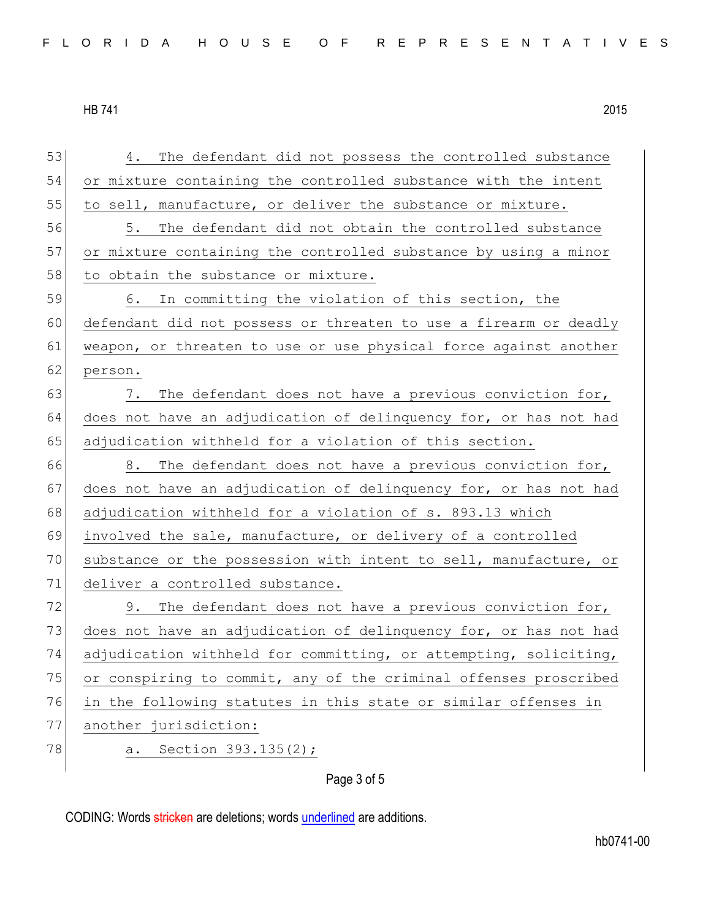4. The defendant did not possess the controlled substance or mixture containing the controlled substance with the intent to sell, manufacture, or deliver the substance or mixture.

5. The defendant did not obtain the controlled substance or mixture containing the controlled substance by using a minor to obtain the substance or mixture.

6. In committing the violation of this section, the defendant did not possess or threaten to use a firearm or deadly weapon, or threaten to use or use physical force against another person.

7. The defendant does not have a previous conviction for, does not have an adjudication of delinquency for, or has not had adjudication withheld for a violation of this section.

8. The defendant does not have a previous conviction for, does not have an adjudication of delinquency for, or has not had adjudication withheld for a violation of s. 893.13 which involved the sale, manufacture, or delivery of a controlled substance or the possession with intent to sell, manufacture, or deliver a controlled substance.

9. The defendant does not have a previous conviction for, does not have an adjudication of delinquency for, or has not had adjudication withheld for committing, or attempting, soliciting, or conspiring to commit, any of the criminal offenses proscribed in the following statutes in this state or similar offenses in another jurisdiction:

a. Section 393.135(2);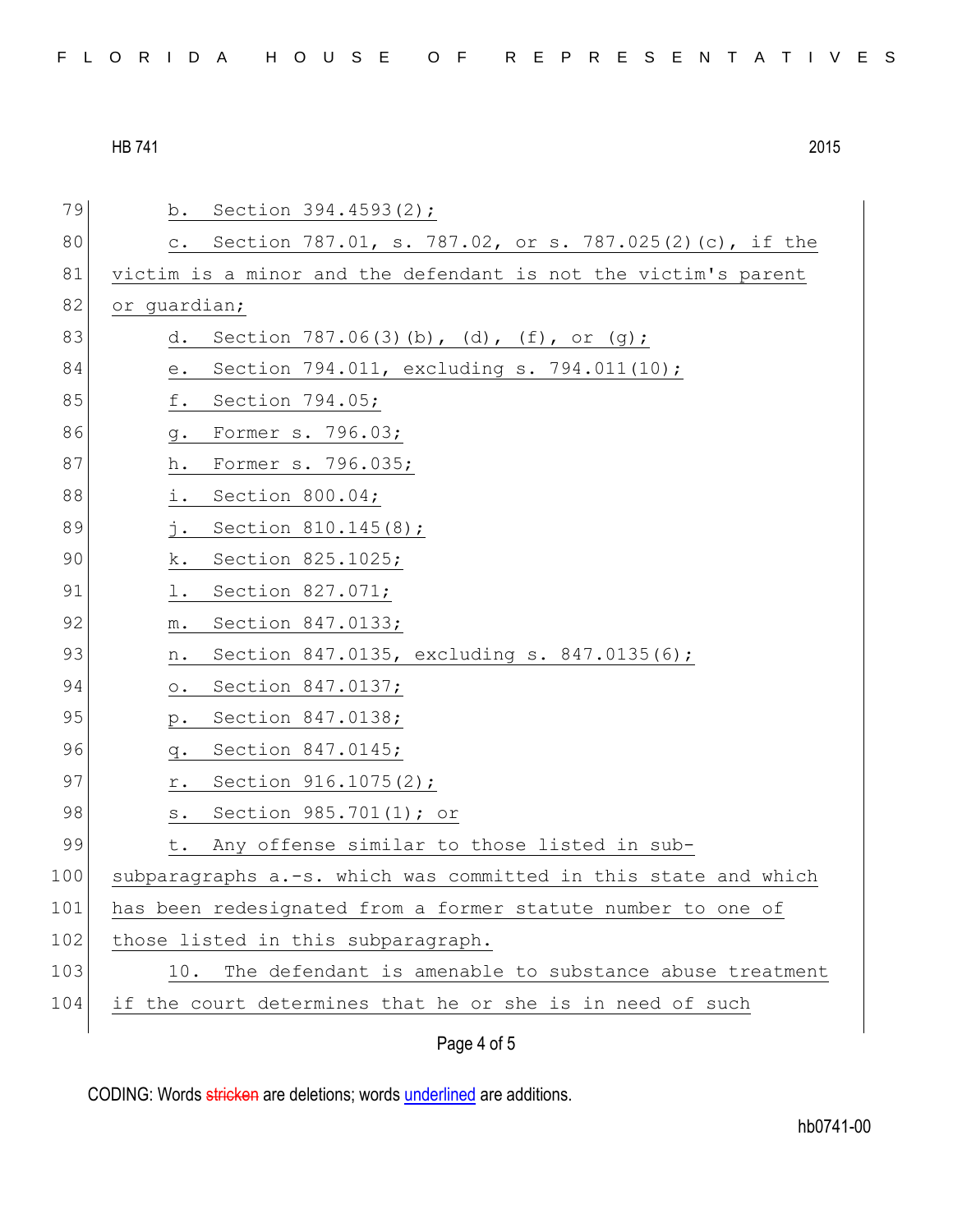b. Section 394.4593(2);

c. Section 787.01, s. 787.02, or s. 787.025(2)(c), if the victim is a minor and the defendant is not the victim's parent or guardian;

d. Section 787.06(3)(b), (d), (f), or (g);

e. Section 794.011, excluding s. 794.011(10);

f. Section 794.05;

g. Former s. 796.03;

h. Former s. 796.035;

i. Section 800.04;

j. Section 810.145(8);

k. Section 825.1025;

l. Section 827.071;

m. Section 847.0133;

n. Section 847.0135, excluding s. 847.0135(6);

o. Section 847.0137;

p. Section 847.0138;

q. Section 847.0145;

r. Section 916.1075(2);

s. Section 985.701(1); or

t. Any offense similar to those listed in sub-subparagraphs a.-s. which was committed in this state and which has been redesignated from a former statute number to one of those listed in this subparagraph.

10. The defendant is amenable to substance abuse treatment if the court determines that he or she is in need of such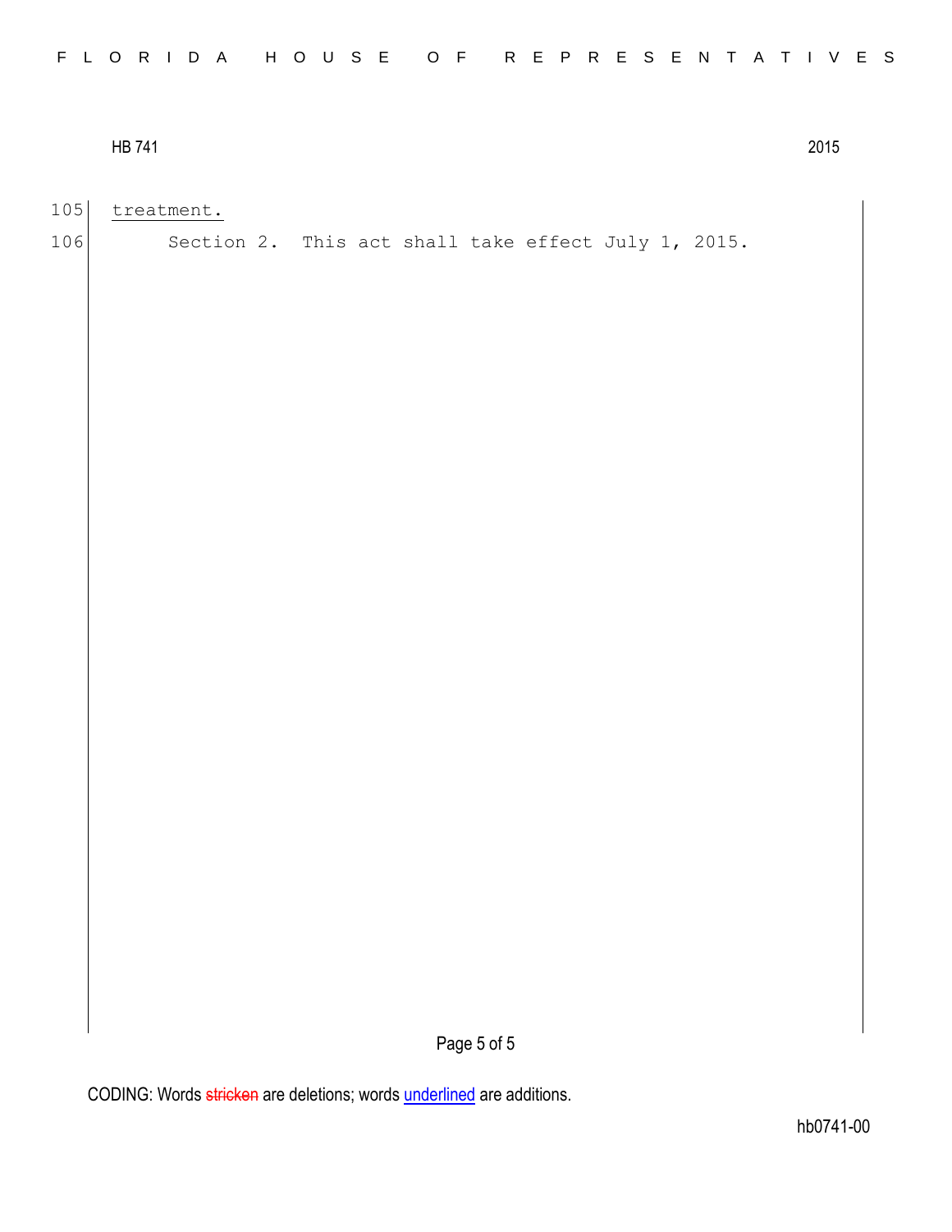105 treatment.

106 Section 2. This act shall take effect July 1, 2015.